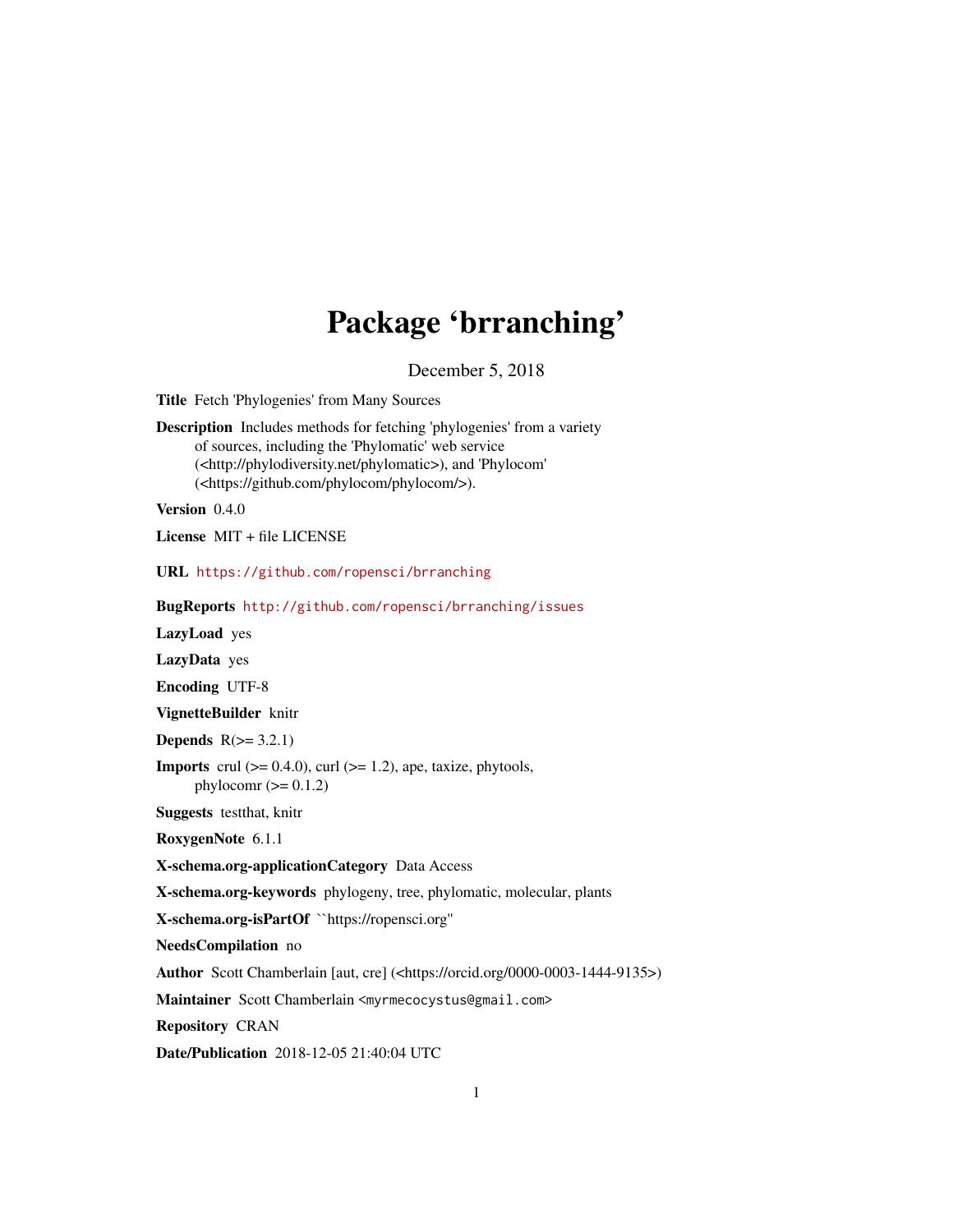# Package 'brranching'

December 5, 2018

**Title** Fetch 'Phylogenies' from Many Sources

**Description** Includes methods for fetching 'phylogenies' from a variety of sources, including the 'Phylomatic' web service (<http://phylodiversity.net/phylomatic>), and 'Phylocom' (<https://github.com/phylocom/phylocom/>).

**Version** 0.4.0

**License** MIT + file LICENSE

**URL** https://github.com/ropensci/brranching

**BugReports** http://github.com/ropensci/brranching/issues

**LazyLoad** yes

**LazyData** yes

**Encoding** UTF-8

**VignetteBuilder** knitr

**Depends** R(>= 3.2.1)

**Imports** crul (>= 0.4.0), curl (>= 1.2), ape, taxize, phytools, phylocomr (>= 0.1.2)

**Suggests** testthat, knitr

**RoxygenNote** 6.1.1

**X-schema.org-applicationCategory** Data Access

**X-schema.org-keywords** phylogeny, tree, phylomatic, molecular, plants

**X-schema.org-isPartOf** ``https://ropensci.org''

**NeedsCompilation** no

**Author** Scott Chamberlain [aut, cre] (<https://orcid.org/0000-0003-1444-9135>)

**Maintainer** Scott Chamberlain <myrmecocystus@gmail.com>

**Repository** CRAN

**Date/Publication** 2018-12-05 21:40:04 UTC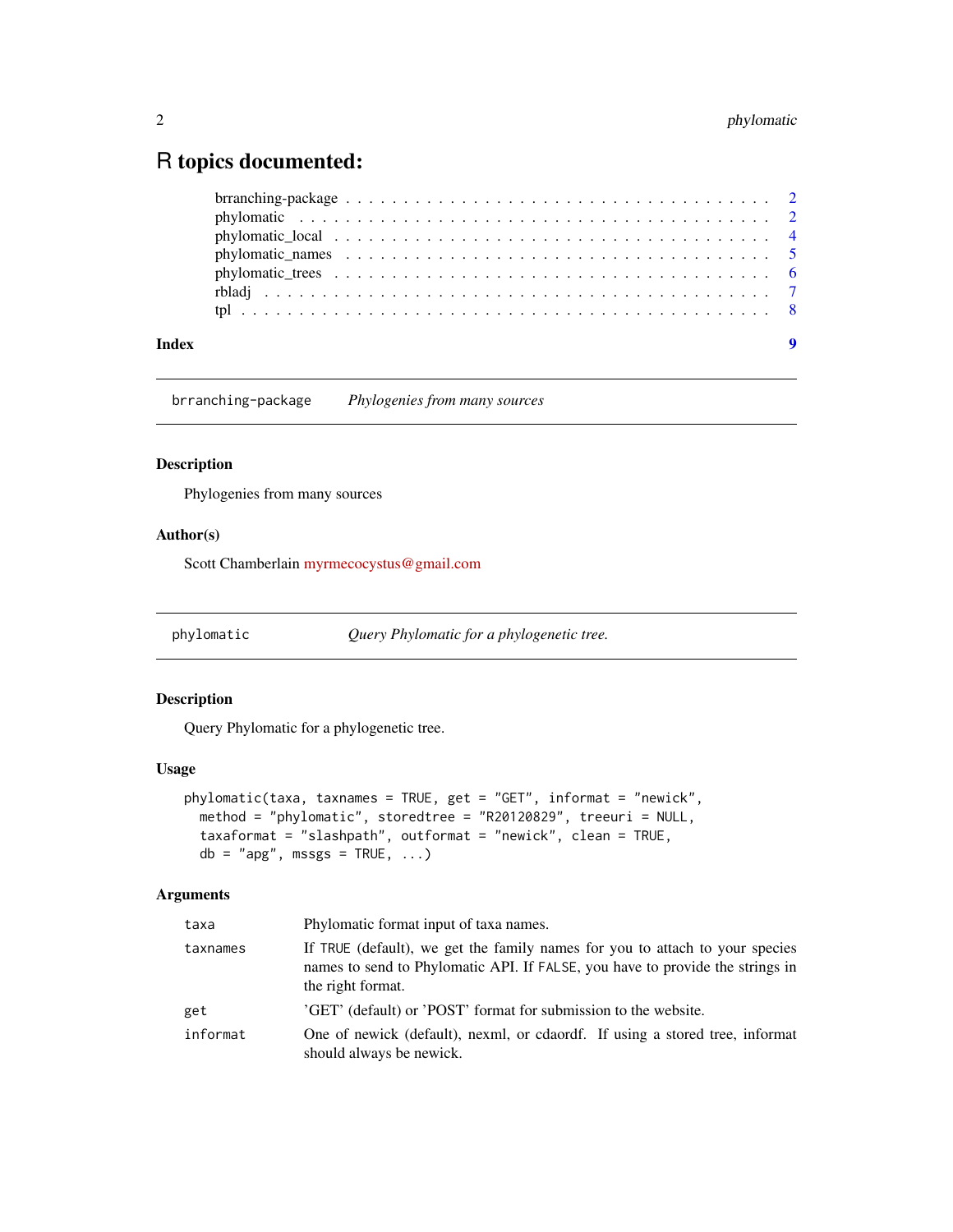# R topics documented:

- brranching-package . . . . . . . . . . . . . . . . . . . . . . . . . . . . . . . . . . 2
- phylomatic . . . . . . . . . . . . . . . . . . . . . . . . . . . . . . . . . . . . . . 2
- phylomatic_local . . . . . . . . . . . . . . . . . . . . . . . . . . . . . . . . . . . 4
- phylomatic_names . . . . . . . . . . . . . . . . . . . . . . . . . . . . . . . . . . 5
- phylomatic_trees . . . . . . . . . . . . . . . . . . . . . . . . . . . . . . . . . . . 6
- rbladj . . . . . . . . . . . . . . . . . . . . . . . . . . . . . . . . . . . . . . . . . 7
- tpl . . . . . . . . . . . . . . . . . . . . . . . . . . . . . . . . . . . . . . . . . . 8

**Index** 9

---

`brranching-package` *Phylogenies from many sources*

### Description

Phylogenies from many sources

### Author(s)

Scott Chamberlain myrmecocystus@gmail.com

---

`phylomatic` *Query Phylomatic for a phylogenetic tree.*

### Description

Query Phylomatic for a phylogenetic tree.

### Usage

```
phylomatic(taxa, taxnames = TRUE, get = "GET", informat = "newick",
  method = "phylomatic", storedtree = "R20120829", treeuri = NULL,
  taxaformat = "slashpath", outformat = "newick", clean = TRUE,
  db = "apg", mssgs = TRUE, ...)
```

### Arguments

| | |
|---|---|
| `taxa` | Phylomatic format input of taxa names. |
| `taxnames` | If `TRUE` (default), we get the family names for you to attach to your species names to send to Phylomatic API. If `FALSE`, you have to provide the strings in the right format. |
| `get` | 'GET' (default) or 'POST' format for submission to the website. |
| `informat` | One of newick (default), nexml, or cdaordf. If using a stored tree, informat should always be newick. |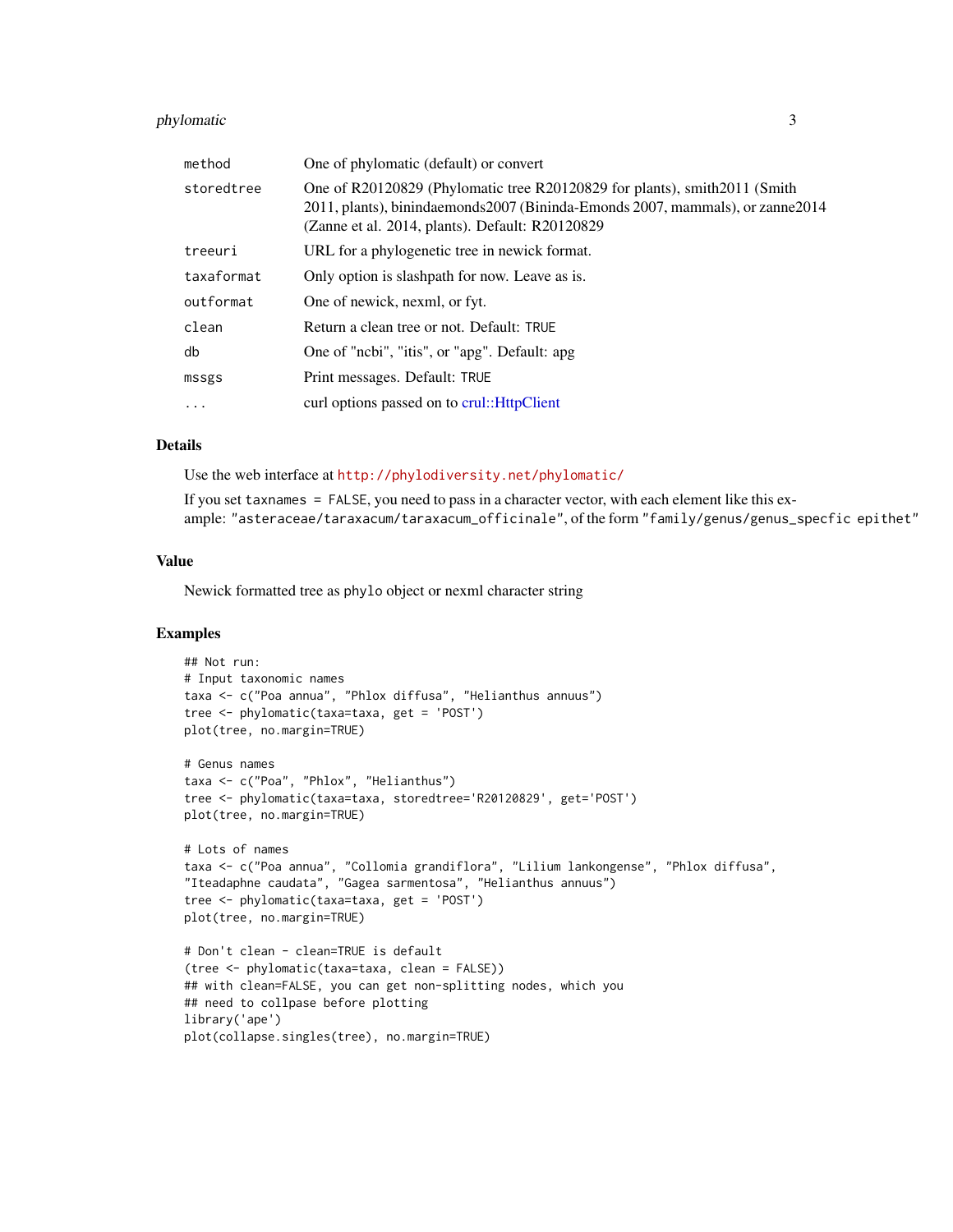| | |
|---|---|
| method | One of phylomatic (default) or convert |
| storedtree | One of R20120829 (Phylomatic tree R20120829 for plants), smith2011 (Smith 2011, plants), binindaemonds2007 (Bininda-Emonds 2007, mammals), or zanne2014 (Zanne et al. 2014, plants). Default: R20120829 |
| treeuri | URL for a phylogenetic tree in newick format. |
| taxaformat | Only option is slashpath for now. Leave as is. |
| outformat | One of newick, nexml, or fyt. |
| clean | Return a clean tree or not. Default: TRUE |
| db | One of "ncbi", "itis", or "apg". Default: apg |
| mssgs | Print messages. Default: TRUE |
| ... | curl options passed on to crul::HttpClient |

## Details

Use the web interface at http://phylodiversity.net/phylomatic/

If you set `taxnames = FALSE`, you need to pass in a character vector, with each element like this example: `"asteraceae/taraxacum/taraxacum_officinale"`, of the form `"family/genus/genus_specfic epithet"`

## Value

Newick formatted tree as `phylo` object or nexml character string

## Examples

```
## Not run:
# Input taxonomic names
taxa <- c("Poa annua", "Phlox diffusa", "Helianthus annuus")
tree <- phylomatic(taxa=taxa, get = 'POST')
plot(tree, no.margin=TRUE)

# Genus names
taxa <- c("Poa", "Phlox", "Helianthus")
tree <- phylomatic(taxa=taxa, storedtree='R20120829', get='POST')
plot(tree, no.margin=TRUE)

# Lots of names
taxa <- c("Poa annua", "Collomia grandiflora", "Lilium lankongense", "Phlox diffusa",
"Iteadaphne caudata", "Gagea sarmentosa", "Helianthus annuus")
tree <- phylomatic(taxa=taxa, get = 'POST')
plot(tree, no.margin=TRUE)

# Don't clean - clean=TRUE is default
(tree <- phylomatic(taxa=taxa, clean = FALSE))
## with clean=FALSE, you can get non-splitting nodes, which you
## need to collpase before plotting
library('ape')
plot(collapse.singles(tree), no.margin=TRUE)
```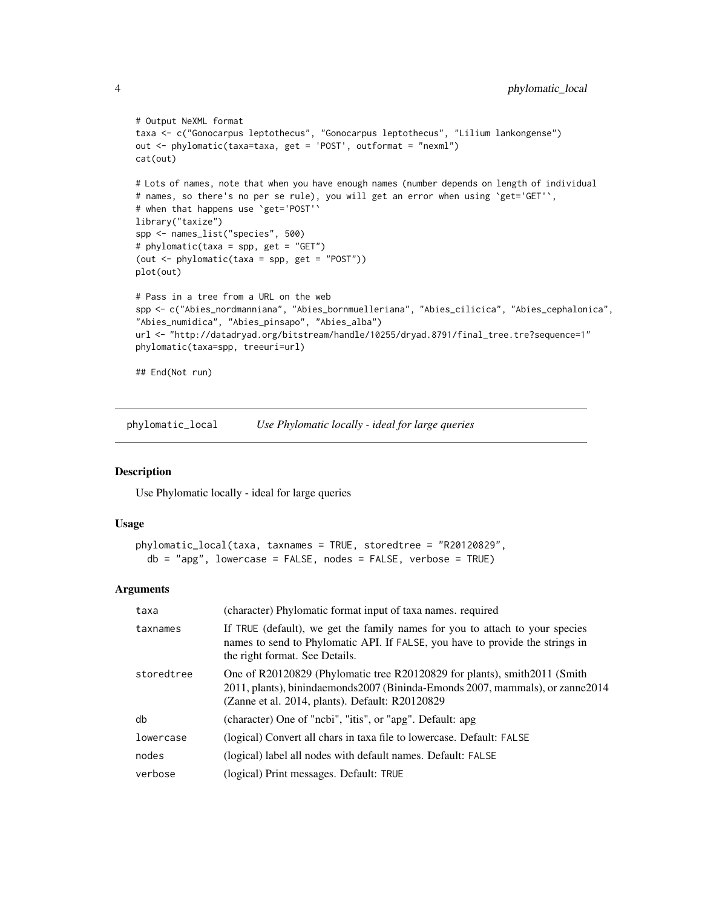```
# Output NeXML format
taxa <- c("Gonocarpus leptothecus", "Gonocarpus leptothecus", "Lilium lankongense")
out <- phylomatic(taxa=taxa, get = 'POST', outformat = "nexml")
cat(out)

# Lots of names, note that when you have enough names (number depends on length of individual
# names, so there's no per se rule), you will get an error when using `get='GET'`,
# when that happens use `get='POST'`
library("taxize")
spp <- names_list("species", 500)
# phylomatic(taxa = spp, get = "GET")
(out <- phylomatic(taxa = spp, get = "POST"))
plot(out)

# Pass in a tree from a URL on the web
spp <- c("Abies_nordmanniana", "Abies_bornmuelleriana", "Abies_cilicica", "Abies_cephalonica",
"Abies_numidica", "Abies_pinsapo", "Abies_alba")
url <- "http://datadryad.org/bitstream/handle/10255/dryad.8791/final_tree.tre?sequence=1"
phylomatic(taxa=spp, treeuri=url)

## End(Not run)
```

---

## phylomatic_local — *Use Phylomatic locally - ideal for large queries*

### Description

Use Phylomatic locally - ideal for large queries

### Usage

```
phylomatic_local(taxa, taxnames = TRUE, storedtree = "R20120829",
  db = "apg", lowercase = FALSE, nodes = FALSE, verbose = TRUE)
```

### Arguments

| | |
|---|---|
| taxa | (character) Phylomatic format input of taxa names. required |
| taxnames | If TRUE (default), we get the family names for you to attach to your species names to send to Phylomatic API. If FALSE, you have to provide the strings in the right format. See Details. |
| storedtree | One of R20120829 (Phylomatic tree R20120829 for plants), smith2011 (Smith 2011, plants), binindaemonds2007 (Bininda-Emonds 2007, mammals), or zanne2014 (Zanne et al. 2014, plants). Default: R20120829 |
| db | (character) One of "ncbi", "itis", or "apg". Default: apg |
| lowercase | (logical) Convert all chars in taxa file to lowercase. Default: FALSE |
| nodes | (logical) label all nodes with default names. Default: FALSE |
| verbose | (logical) Print messages. Default: TRUE |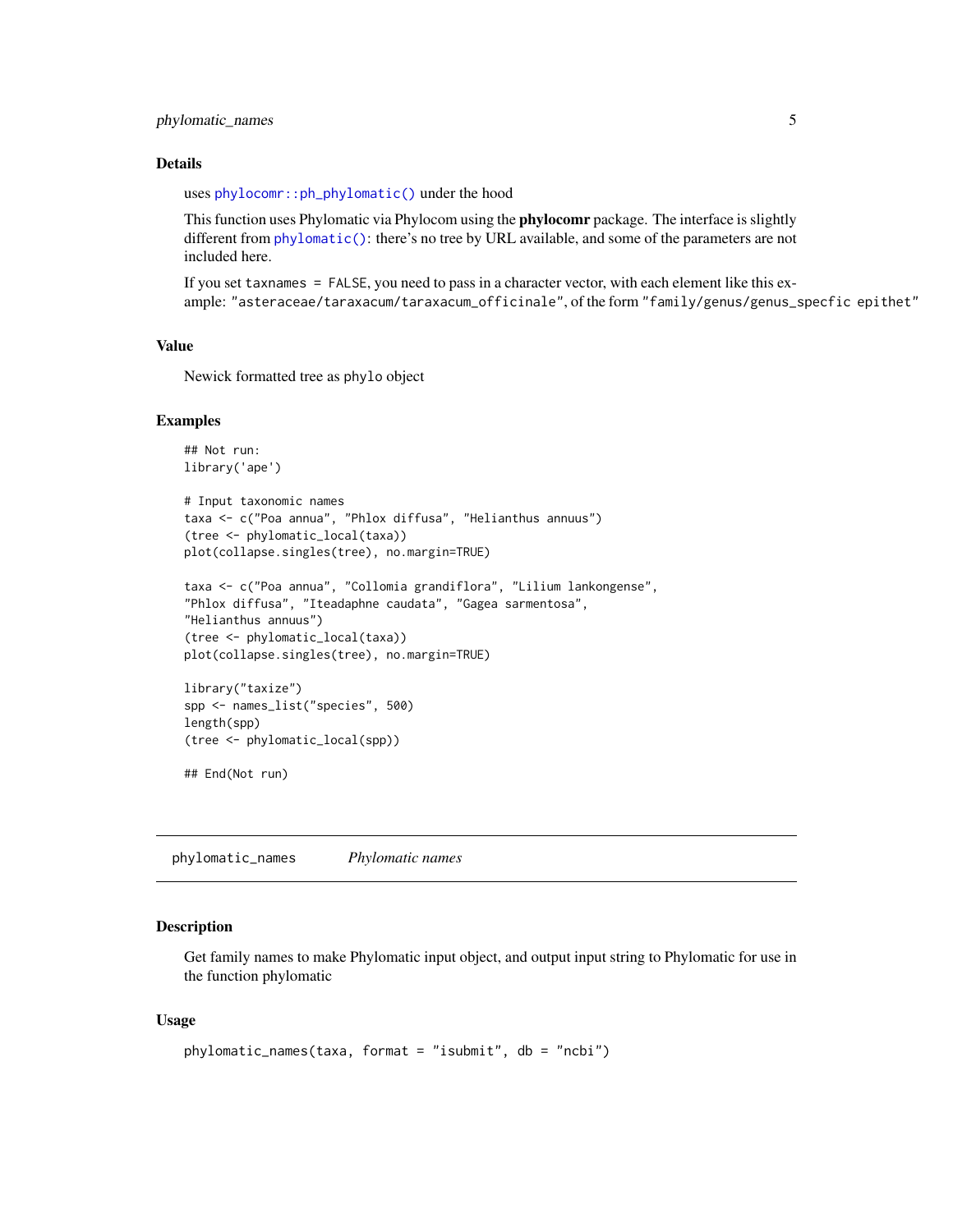## Details

uses `phylocomr::ph_phylomatic()` under the hood

This function uses Phylomatic via Phylocom using the **phylocomr** package. The interface is slightly different from `phylomatic()`: there's no tree by URL available, and some of the parameters are not included here.

If you set `taxnames = FALSE`, you need to pass in a character vector, with each element like this example: `"asteraceae/taraxacum/taraxacum_officinale"`, of the form `"family/genus/genus_specfic epithet"`

## Value

Newick formatted tree as `phylo` object

## Examples

```
## Not run:
library('ape')

# Input taxonomic names
taxa <- c("Poa annua", "Phlox diffusa", "Helianthus annuus")
(tree <- phylomatic_local(taxa))
plot(collapse.singles(tree), no.margin=TRUE)

taxa <- c("Poa annua", "Collomia grandiflora", "Lilium lankongense",
"Phlox diffusa", "Iteadaphne caudata", "Gagea sarmentosa",
"Helianthus annuus")
(tree <- phylomatic_local(taxa))
plot(collapse.singles(tree), no.margin=TRUE)

library("taxize")
spp <- names_list("species", 500)
length(spp)
(tree <- phylomatic_local(spp))

## End(Not run)
```

---

# `phylomatic_names` *Phylomatic names*

## Description

Get family names to make Phylomatic input object, and output input string to Phylomatic for use in the function phylomatic

## Usage

```
phylomatic_names(taxa, format = "isubmit", db = "ncbi")
```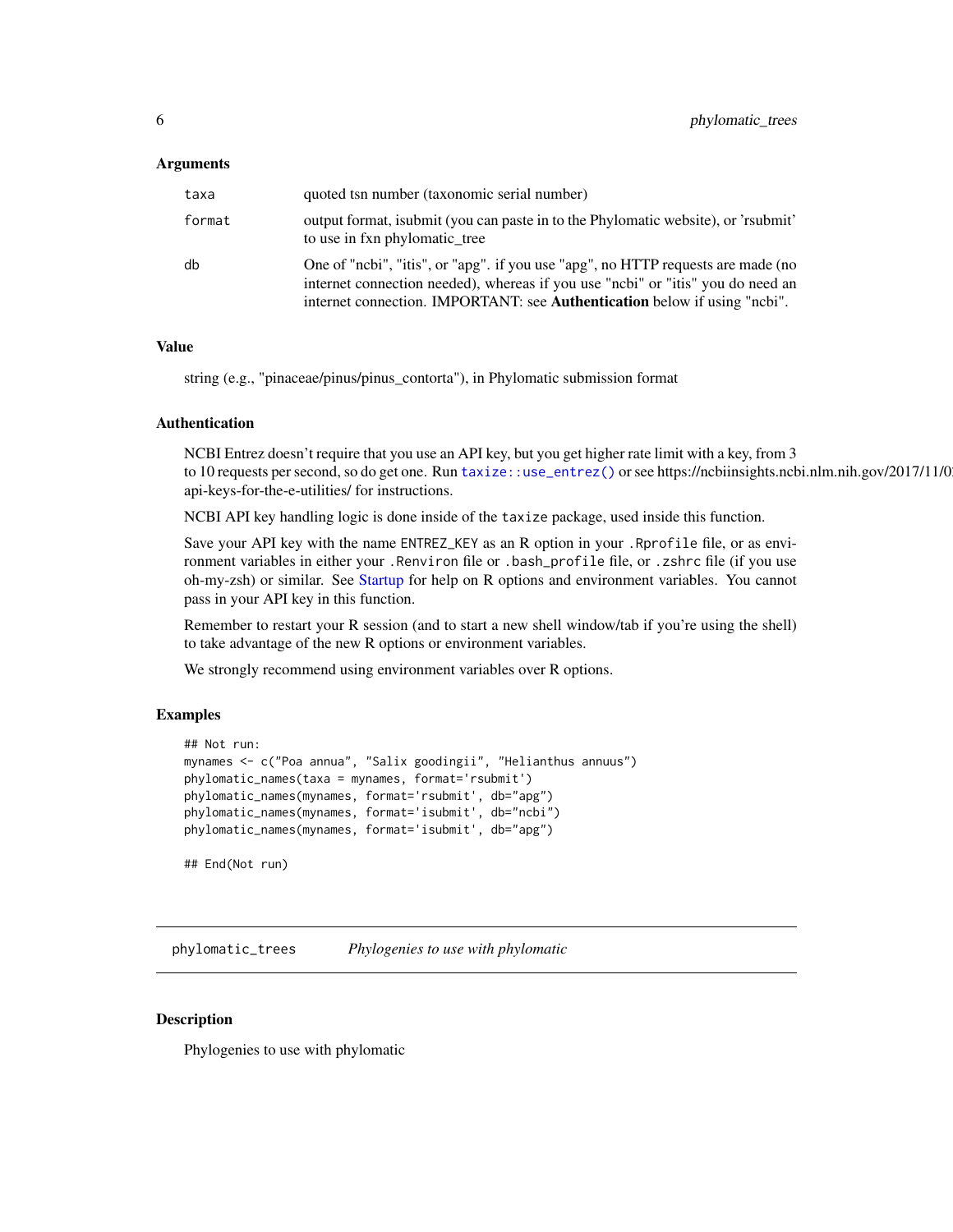### Arguments

| | |
|---|---|
| taxa | quoted tsn number (taxonomic serial number) |
| format | output format, isubmit (you can paste in to the Phylomatic website), or 'rsubmit' to use in fxn phylomatic_tree |
| db | One of "ncbi", "itis", or "apg". if you use "apg", no HTTP requests are made (no internet connection needed), whereas if you use "ncbi" or "itis" you do need an internet connection. IMPORTANT: see **Authentication** below if using "ncbi". |

### Value

string (e.g., "pinaceae/pinus/pinus_contorta"), in Phylomatic submission format

### Authentication

NCBI Entrez doesn't require that you use an API key, but you get higher rate limit with a key, from 3 to 10 requests per second, so do get one. Run `taxize::use_entrez()` or see https://ncbiinsights.ncbi.nlm.nih.gov/2017/11/0 api-keys-for-the-e-utilities/ for instructions.

NCBI API key handling logic is done inside of the `taxize` package, used inside this function.

Save your API key with the name `ENTREZ_KEY` as an R option in your `.Rprofile` file, or as environment variables in either your `.Renviron` file or `.bash_profile` file, or `.zshrc` file (if you use oh-my-zsh) or similar. See Startup for help on R options and environment variables. You cannot pass in your API key in this function.

Remember to restart your R session (and to start a new shell window/tab if you're using the shell) to take advantage of the new R options or environment variables.

We strongly recommend using environment variables over R options.

### Examples

```
## Not run:
mynames <- c("Poa annua", "Salix goodingii", "Helianthus annuus")
phylomatic_names(taxa = mynames, format='rsubmit')
phylomatic_names(mynames, format='rsubmit', db="apg")
phylomatic_names(mynames, format='isubmit', db="ncbi")
phylomatic_names(mynames, format='isubmit', db="apg")

## End(Not run)
```

---

## phylomatic_trees *Phylogenies to use with phylomatic*

---

### Description

Phylogenies to use with phylomatic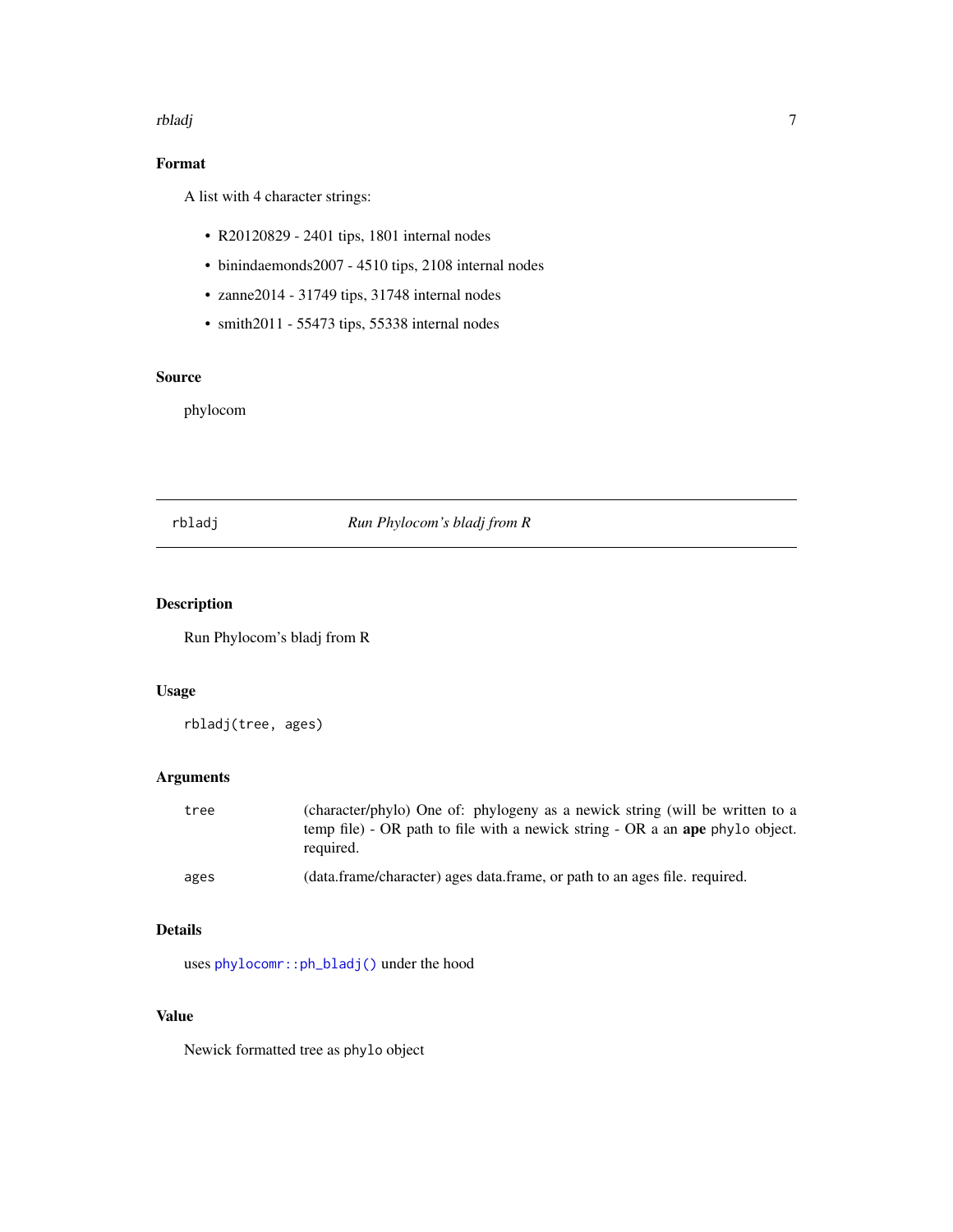## Format

A list with 4 character strings:

- R20120829 - 2401 tips, 1801 internal nodes
- binindaemonds2007 - 4510 tips, 2108 internal nodes
- zanne2014 - 31749 tips, 31748 internal nodes
- smith2011 - 55473 tips, 55338 internal nodes

## Source

phylocom

---

# rbladj — *Run Phylocom's bladj from R*

---

## Description

Run Phylocom's bladj from R

## Usage

```
rbladj(tree, ages)
```

## Arguments

| | |
|---|---|
| `tree` | (character/phylo) One of: phylogeny as a newick string (will be written to a temp file) - OR path to file with a newick string - OR a an **ape** `phylo` object. required. |
| `ages` | (data.frame/character) ages data.frame, or path to an ages file. required. |

## Details

uses `phylocomr::ph_bladj()` under the hood

## Value

Newick formatted tree as `phylo` object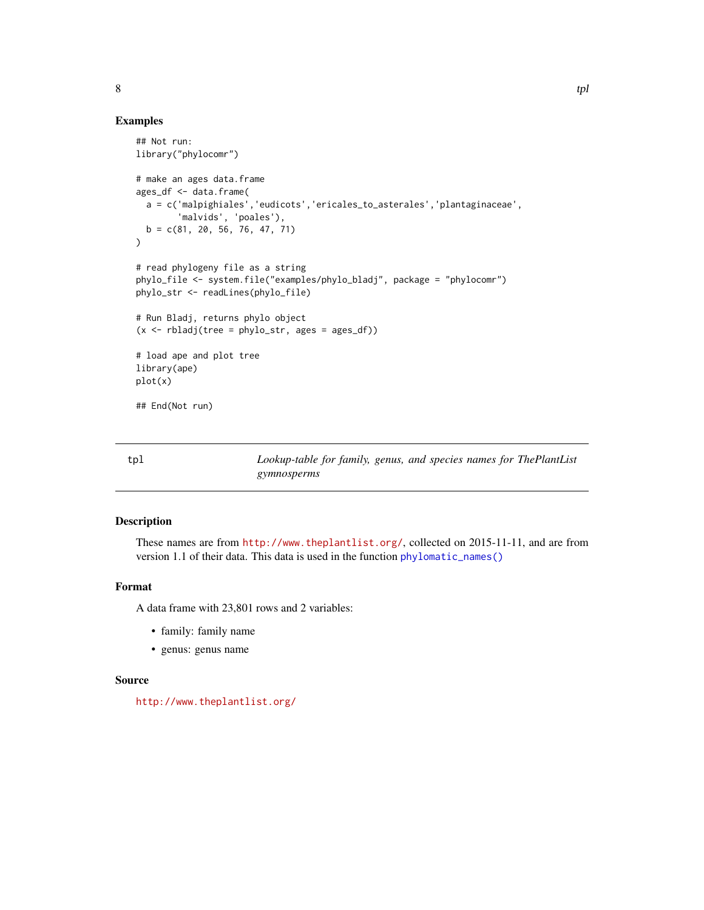## Examples

```
## Not run:
library("phylocomr")

# make an ages data.frame
ages_df <- data.frame(
  a = c('malpighiales','eudicots','ericales_to_asterales','plantaginaceae',
        'malvids', 'poales'),
  b = c(81, 20, 56, 76, 47, 71)
)

# read phylogeny file as a string
phylo_file <- system.file("examples/phylo_bladj", package = "phylocomr")
phylo_str <- readLines(phylo_file)

# Run Bladj, returns phylo object
(x <- rbladj(tree = phylo_str, ages = ages_df))

# load ape and plot tree
library(ape)
plot(x)

## End(Not run)
```

---

# tpl — *Lookup-table for family, genus, and species names for ThePlantList gymnosperms*

---

## Description

These names are from http://www.theplantlist.org/, collected on 2015-11-11, and are from version 1.1 of their data. This data is used in the function phylomatic_names()

## Format

A data frame with 23,801 rows and 2 variables:

- family: family name
- genus: genus name

## Source

http://www.theplantlist.org/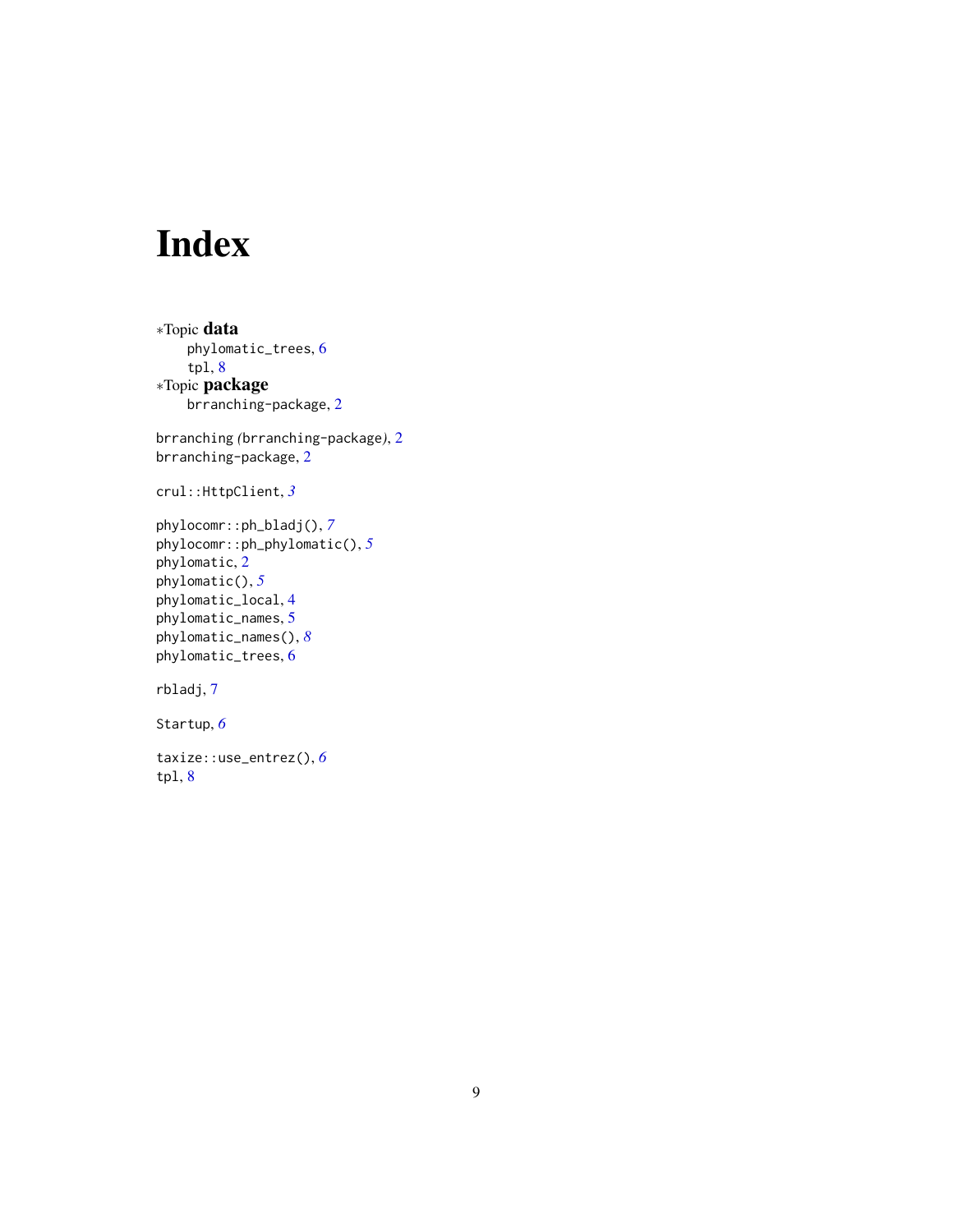# Index

*Topic **data**
    phylomatic_trees, 6
    tpl, 8
*Topic **package**
    brranching-package, 2

brranching (brranching-package), 2
brranching-package, 2

crul::HttpClient, *3*

phylocomr::ph_bladj(), *7*
phylocomr::ph_phylomatic(), *5*
phylomatic, 2
phylomatic(), *5*
phylomatic_local, 4
phylomatic_names, 5
phylomatic_names(), *8*
phylomatic_trees, 6

rbladj, 7

Startup, *6*

taxize::use_entrez(), *6*
tpl, 8